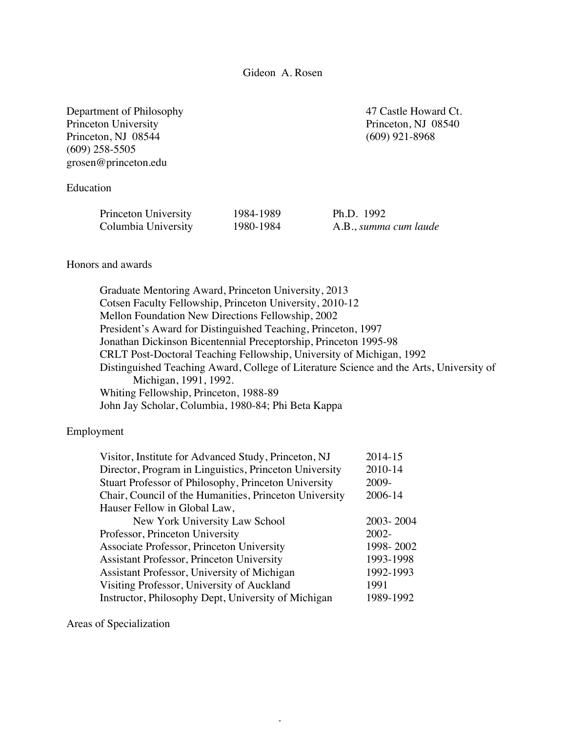# Gideon A. Rosen

Department of Philosophy
Princeton University
Princeton, NJ 08544
(609) 258-5505
grosen@princeton.edu

47 Castle Howard Ct.
Princeton, NJ 08540
(609) 921-8968

## Education

| | | |
|---|---|---|
| Princeton University | 1984-1989 | Ph.D. 1992 |
| Columbia University | 1980-1984 | A.B., *summa cum laude* |

## Honors and awards

- Graduate Mentoring Award, Princeton University, 2013
- Cotsen Faculty Fellowship, Princeton University, 2010-12
- Mellon Foundation New Directions Fellowship, 2002
- President's Award for Distinguished Teaching, Princeton, 1997
- Jonathan Dickinson Bicentennial Preceptorship, Princeton 1995-98
- CRLT Post-Doctoral Teaching Fellowship, University of Michigan, 1992
- Distinguished Teaching Award, College of Literature Science and the Arts, University of Michigan, 1991, 1992.
- Whiting Fellowship, Princeton, 1988-89
- John Jay Scholar, Columbia, 1980-84; Phi Beta Kappa

## Employment

| | |
|---|---|
| Visitor, Institute for Advanced Study, Princeton, NJ | 2014-15 |
| Director, Program in Linguistics, Princeton University | 2010-14 |
| Stuart Professor of Philosophy, Princeton University | 2009- |
| Chair, Council of the Humanities, Princeton University | 2006-14 |
| Hauser Fellow in Global Law, New York University Law School | 2003- 2004 |
| Professor, Princeton University | 2002- |
| Associate Professor, Princeton University | 1998- 2002 |
| Assistant Professor, Princeton University | 1993-1998 |
| Assistant Professor, University of Michigan | 1992-1993 |
| Visiting Professor, University of Auckland | 1991 |
| Instructor, Philosophy Dept, University of Michigan | 1989-1992 |

## Areas of Specialization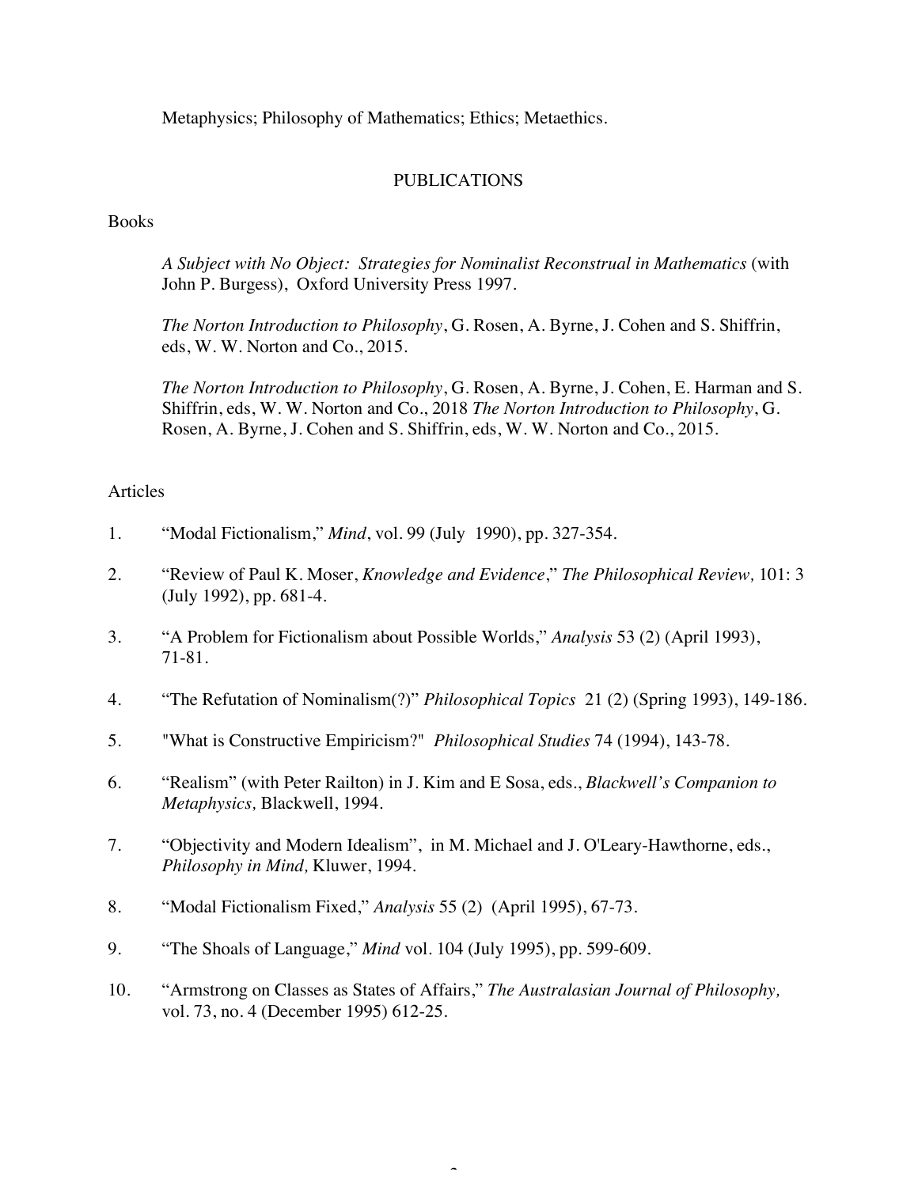Metaphysics; Philosophy of Mathematics; Ethics; Metaethics.

## PUBLICATIONS

### Books

*A Subject with No Object: Strategies for Nominalist Reconstrual in Mathematics* (with John P. Burgess), Oxford University Press 1997.

*The Norton Introduction to Philosophy*, G. Rosen, A. Byrne, J. Cohen and S. Shiffrin, eds, W. W. Norton and Co., 2015.

*The Norton Introduction to Philosophy*, G. Rosen, A. Byrne, J. Cohen, E. Harman and S. Shiffrin, eds, W. W. Norton and Co., 2018 *The Norton Introduction to Philosophy*, G. Rosen, A. Byrne, J. Cohen and S. Shiffrin, eds, W. W. Norton and Co., 2015.

### Articles

1. "Modal Fictionalism," *Mind*, vol. 99 (July 1990), pp. 327-354.

2. "Review of Paul K. Moser, *Knowledge and Evidence*," *The Philosophical Review,* 101: 3 (July 1992), pp. 681-4.

3. "A Problem for Fictionalism about Possible Worlds," *Analysis* 53 (2) (April 1993), 71-81.

4. "The Refutation of Nominalism(?)" *Philosophical Topics* 21 (2) (Spring 1993), 149-186.

5. "What is Constructive Empiricism?" *Philosophical Studies* 74 (1994), 143-78.

6. "Realism" (with Peter Railton) in J. Kim and E Sosa, eds., *Blackwell's Companion to Metaphysics,* Blackwell, 1994.

7. "Objectivity and Modern Idealism", in M. Michael and J. O'Leary-Hawthorne, eds., *Philosophy in Mind,* Kluwer, 1994.

8. "Modal Fictionalism Fixed," *Analysis* 55 (2) (April 1995), 67-73.

9. "The Shoals of Language," *Mind* vol. 104 (July 1995), pp. 599-609.

10. "Armstrong on Classes as States of Affairs," *The Australasian Journal of Philosophy,* vol. 73, no. 4 (December 1995) 612-25.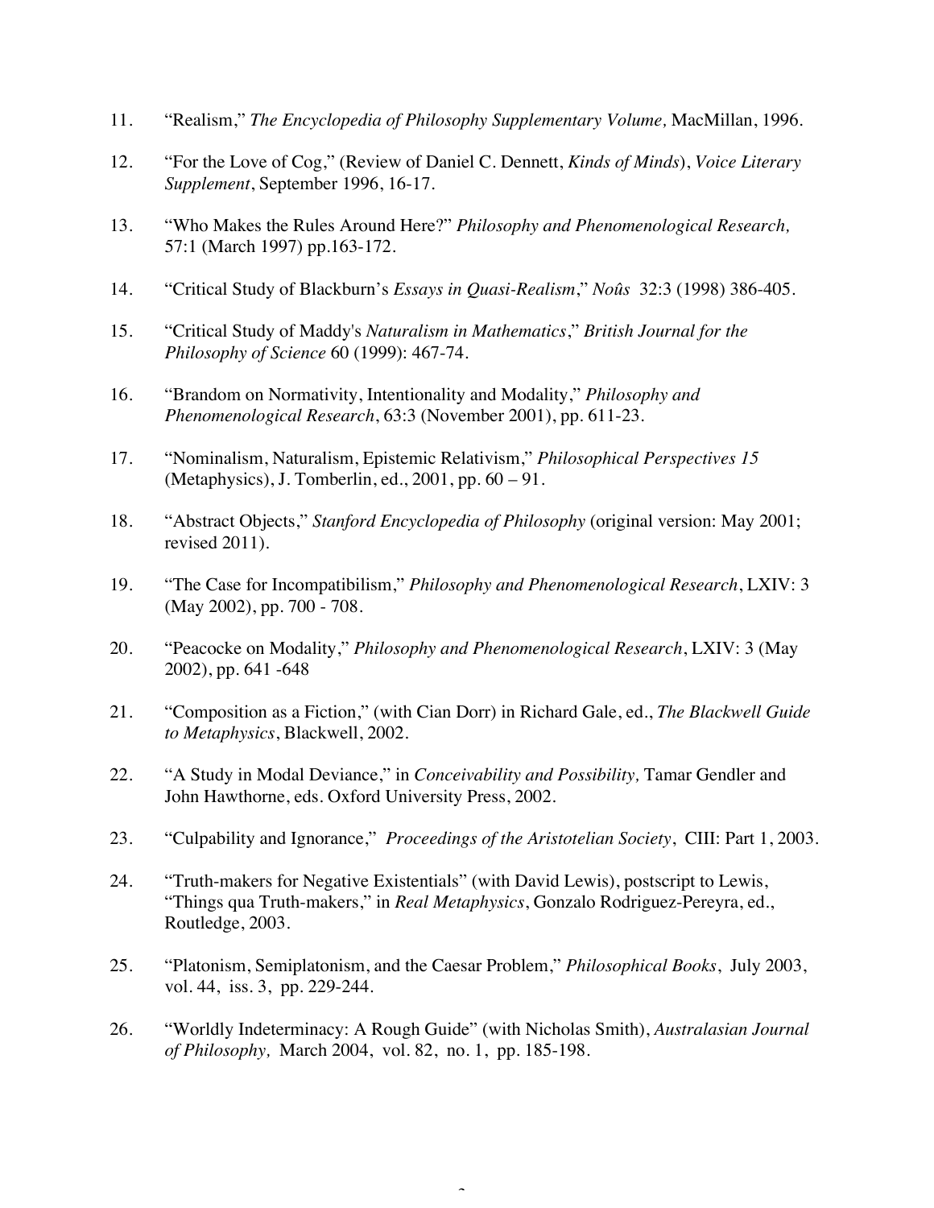11. "Realism," *The Encyclopedia of Philosophy Supplementary Volume,* MacMillan, 1996.

12. "For the Love of Cog," (Review of Daniel C. Dennett, *Kinds of Minds*), *Voice Literary Supplement*, September 1996, 16-17.

13. "Who Makes the Rules Around Here?" *Philosophy and Phenomenological Research,* 57:1 (March 1997) pp.163-172.

14. "Critical Study of Blackburn's *Essays in Quasi-Realism*," *Noûs* 32:3 (1998) 386-405.

15. "Critical Study of Maddy's *Naturalism in Mathematics*," *British Journal for the Philosophy of Science* 60 (1999): 467-74.

16. "Brandom on Normativity, Intentionality and Modality," *Philosophy and Phenomenological Research*, 63:3 (November 2001), pp. 611-23.

17. "Nominalism, Naturalism, Epistemic Relativism," *Philosophical Perspectives 15* (Metaphysics), J. Tomberlin, ed., 2001, pp. 60 – 91.

18. "Abstract Objects," *Stanford Encyclopedia of Philosophy* (original version: May 2001; revised 2011).

19. "The Case for Incompatibilism," *Philosophy and Phenomenological Research*, LXIV: 3 (May 2002), pp. 700 - 708.

20. "Peacocke on Modality," *Philosophy and Phenomenological Research*, LXIV: 3 (May 2002), pp. 641 -648

21. "Composition as a Fiction," (with Cian Dorr) in Richard Gale, ed., *The Blackwell Guide to Metaphysics*, Blackwell, 2002.

22. "A Study in Modal Deviance," in *Conceivability and Possibility,* Tamar Gendler and John Hawthorne, eds. Oxford University Press, 2002.

23. "Culpability and Ignorance," *Proceedings of the Aristotelian Society*, CIII: Part 1, 2003.

24. "Truth-makers for Negative Existentials" (with David Lewis), postscript to Lewis, "Things qua Truth-makers," in *Real Metaphysics*, Gonzalo Rodriguez-Pereyra, ed., Routledge, 2003.

25. "Platonism, Semiplatonism, and the Caesar Problem," *Philosophical Books*, July 2003, vol. 44, iss. 3, pp. 229-244.

26. "Worldly Indeterminacy: A Rough Guide" (with Nicholas Smith), *Australasian Journal of Philosophy,* March 2004, vol. 82, no. 1, pp. 185-198.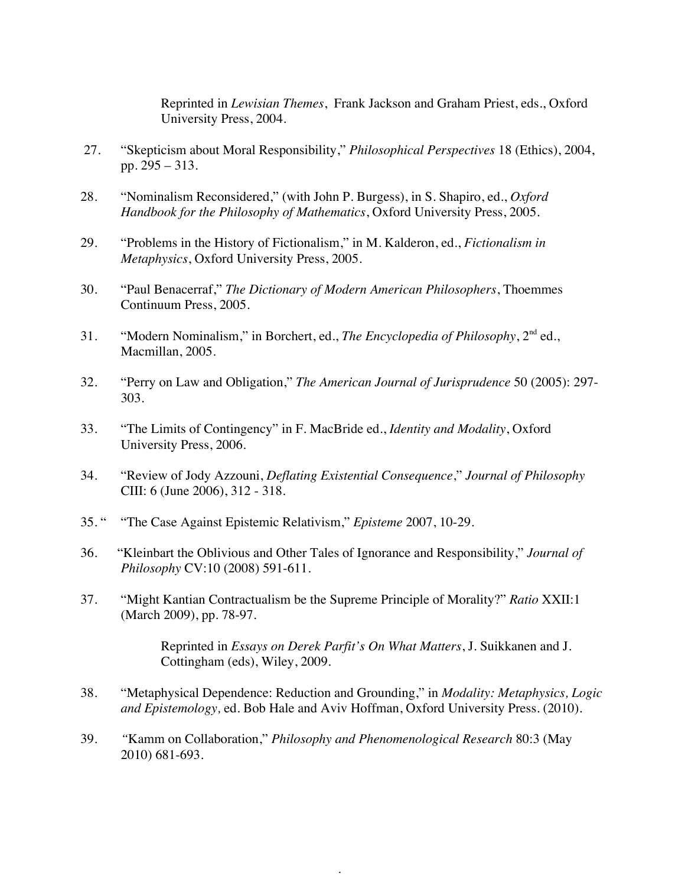Reprinted in *Lewisian Themes*, Frank Jackson and Graham Priest, eds., Oxford University Press, 2004.

27. "Skepticism about Moral Responsibility," *Philosophical Perspectives* 18 (Ethics), 2004, pp. 295 – 313.

28. "Nominalism Reconsidered," (with John P. Burgess), in S. Shapiro, ed., *Oxford Handbook for the Philosophy of Mathematics*, Oxford University Press, 2005.

29. "Problems in the History of Fictionalism," in M. Kalderon, ed., *Fictionalism in Metaphysics*, Oxford University Press, 2005.

30. "Paul Benacerraf," *The Dictionary of Modern American Philosophers*, Thoemmes Continuum Press, 2005.

31. "Modern Nominalism," in Borchert, ed., *The Encyclopedia of Philosophy*, 2nd ed., Macmillan, 2005.

32. "Perry on Law and Obligation," *The American Journal of Jurisprudence* 50 (2005): 297-303.

33. "The Limits of Contingency" in F. MacBride ed., *Identity and Modality*, Oxford University Press, 2006.

34. "Review of Jody Azzouni, *Deflating Existential Consequence*," *Journal of Philosophy* CIII: 6 (June 2006), 312 - 318.

35. " "The Case Against Epistemic Relativism," *Episteme* 2007, 10-29.

36. "Kleinbart the Oblivious and Other Tales of Ignorance and Responsibility," *Journal of Philosophy* CV:10 (2008) 591-611.

37. "Might Kantian Contractualism be the Supreme Principle of Morality?" *Ratio* XXII:1 (March 2009), pp. 78-97.

    Reprinted in *Essays on Derek Parfit's On What Matters*, J. Suikkanen and J. Cottingham (eds), Wiley, 2009.

38. "Metaphysical Dependence: Reduction and Grounding," in *Modality: Metaphysics, Logic and Epistemology,* ed. Bob Hale and Aviv Hoffman, Oxford University Press. (2010).

39. "Kamm on Collaboration," *Philosophy and Phenomenological Research* 80:3 (May 2010) 681-693.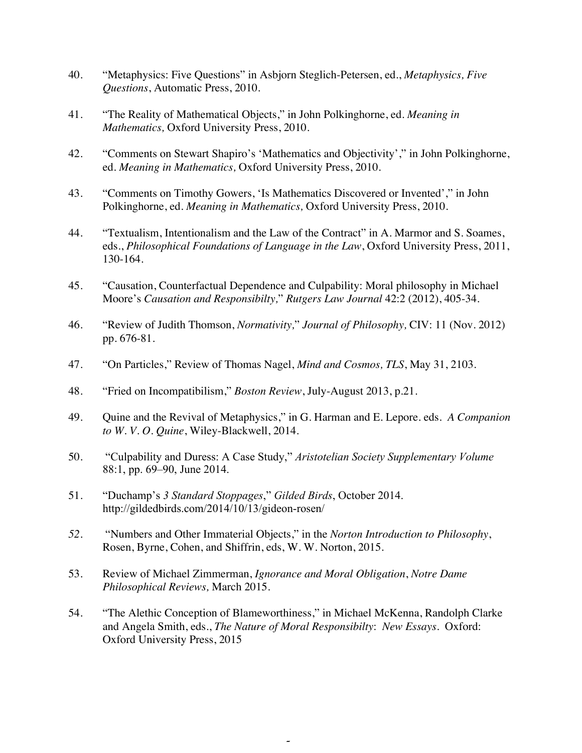40. "Metaphysics: Five Questions" in Asbjorn Steglich-Petersen, ed., *Metaphysics, Five Questions*, Automatic Press, 2010.

41. "The Reality of Mathematical Objects," in John Polkinghorne, ed. *Meaning in Mathematics,* Oxford University Press, 2010.

42. "Comments on Stewart Shapiro's 'Mathematics and Objectivity'," in John Polkinghorne, ed. *Meaning in Mathematics,* Oxford University Press, 2010.

43. "Comments on Timothy Gowers, 'Is Mathematics Discovered or Invented'," in John Polkinghorne, ed. *Meaning in Mathematics,* Oxford University Press, 2010.

44. "Textualism, Intentionalism and the Law of the Contract" in A. Marmor and S. Soames, eds., *Philosophical Foundations of Language in the Law*, Oxford University Press, 2011, 130-164.

45. "Causation, Counterfactual Dependence and Culpability: Moral philosophy in Michael Moore's *Causation and Responsibilty,*" *Rutgers Law Journal* 42:2 (2012), 405-34.

46. "Review of Judith Thomson, *Normativity,*" *Journal of Philosophy,* CIV: 11 (Nov. 2012) pp. 676-81.

47. "On Particles," Review of Thomas Nagel, *Mind and Cosmos, TLS*, May 31, 2103.

48. "Fried on Incompatibilism," *Boston Review*, July-August 2013, p.21.

49. Quine and the Revival of Metaphysics," in G. Harman and E. Lepore. eds. *A Companion to W. V. O. Quine*, Wiley-Blackwell, 2014.

50. "Culpability and Duress: A Case Study," *Aristotelian Society Supplementary Volume* 88:1, pp. 69–90, June 2014.

51. "Duchamp's *3 Standard Stoppages*," *Gilded Birds*, October 2014. http://gildedbirds.com/2014/10/13/gideon-rosen/

52. "Numbers and Other Immaterial Objects," in the *Norton Introduction to Philosophy*, Rosen, Byrne, Cohen, and Shiffrin, eds, W. W. Norton, 2015.

53. Review of Michael Zimmerman, *Ignorance and Moral Obligation*, *Notre Dame Philosophical Reviews,* March 2015.

54. "The Alethic Conception of Blameworthiness," in Michael McKenna, Randolph Clarke and Angela Smith, eds., *The Nature of Moral Responsibilty*: *New Essays*. Oxford: Oxford University Press, 2015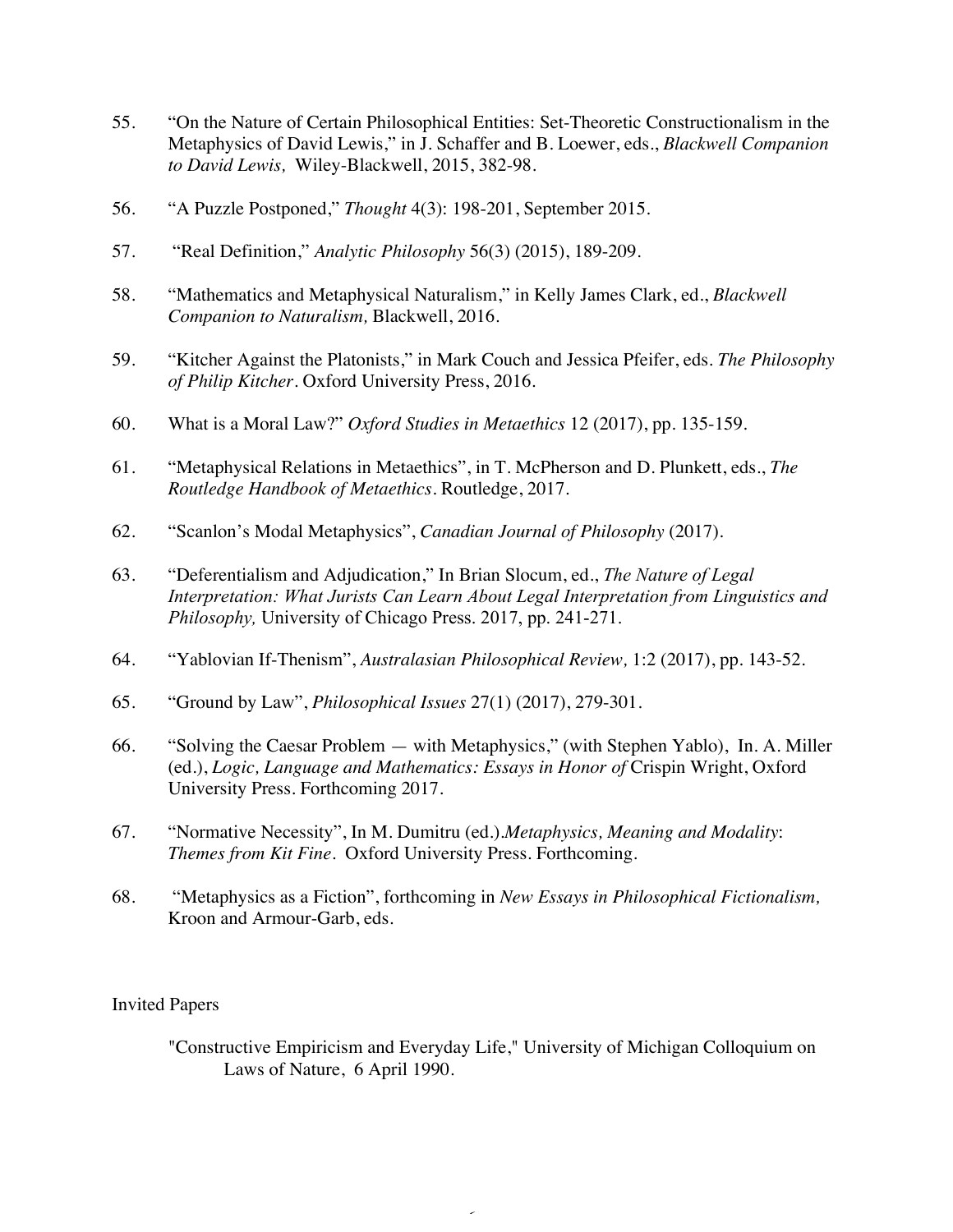55. "On the Nature of Certain Philosophical Entities: Set-Theoretic Constructionalism in the Metaphysics of David Lewis," in J. Schaffer and B. Loewer, eds., *Blackwell Companion to David Lewis,* Wiley-Blackwell, 2015, 382-98.

56. "A Puzzle Postponed," *Thought* 4(3): 198-201, September 2015.

57. "Real Definition," *Analytic Philosophy* 56(3) (2015), 189-209.

58. "Mathematics and Metaphysical Naturalism," in Kelly James Clark, ed., *Blackwell Companion to Naturalism,* Blackwell, 2016.

59. "Kitcher Against the Platonists," in Mark Couch and Jessica Pfeifer, eds. *The Philosophy of Philip Kitcher*. Oxford University Press, 2016.

60. What is a Moral Law?" *Oxford Studies in Metaethics* 12 (2017), pp. 135-159.

61. "Metaphysical Relations in Metaethics", in T. McPherson and D. Plunkett, eds., *The Routledge Handbook of Metaethics*. Routledge, 2017.

62. "Scanlon's Modal Metaphysics", *Canadian Journal of Philosophy* (2017).

63. "Deferentialism and Adjudication," In Brian Slocum, ed., *The Nature of Legal Interpretation: What Jurists Can Learn About Legal Interpretation from Linguistics and Philosophy,* University of Chicago Press. 2017, pp. 241-271.

64. "Yablovian If-Thenism", *Australasian Philosophical Review,* 1:2 (2017), pp. 143-52.

65. "Ground by Law", *Philosophical Issues* 27(1) (2017), 279-301.

66. "Solving the Caesar Problem — with Metaphysics," (with Stephen Yablo), In. A. Miller (ed.), *Logic, Language and Mathematics: Essays in Honor of* Crispin Wright, Oxford University Press. Forthcoming 2017.

67. "Normative Necessity", In M. Dumitru (ed.).*Metaphysics, Meaning and Modality*: *Themes from Kit Fine*. Oxford University Press. Forthcoming.

68. "Metaphysics as a Fiction", forthcoming in *New Essays in Philosophical Fictionalism,* Kroon and Armour-Garb, eds.

Invited Papers

"Constructive Empiricism and Everyday Life," University of Michigan Colloquium on Laws of Nature, 6 April 1990.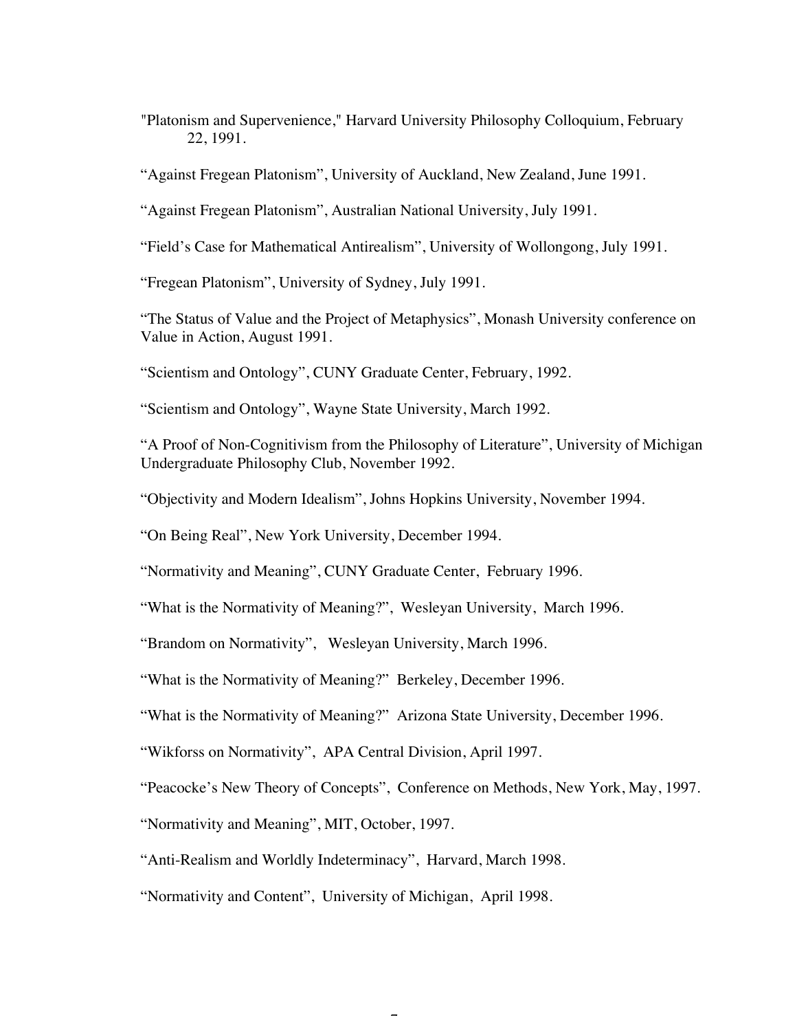"Platonism and Supervenience," Harvard University Philosophy Colloquium, February 22, 1991.

"Against Fregean Platonism", University of Auckland, New Zealand, June 1991.

"Against Fregean Platonism", Australian National University, July 1991.

"Field's Case for Mathematical Antirealism", University of Wollongong, July 1991.

"Fregean Platonism", University of Sydney, July 1991.

"The Status of Value and the Project of Metaphysics", Monash University conference on Value in Action, August 1991.

"Scientism and Ontology", CUNY Graduate Center, February, 1992.

"Scientism and Ontology", Wayne State University, March 1992.

"A Proof of Non-Cognitivism from the Philosophy of Literature", University of Michigan Undergraduate Philosophy Club, November 1992.

"Objectivity and Modern Idealism", Johns Hopkins University, November 1994.

"On Being Real", New York University, December 1994.

"Normativity and Meaning", CUNY Graduate Center, February 1996.

"What is the Normativity of Meaning?", Wesleyan University, March 1996.

"Brandom on Normativity", Wesleyan University, March 1996.

"What is the Normativity of Meaning?" Berkeley, December 1996.

"What is the Normativity of Meaning?" Arizona State University, December 1996.

"Wikforss on Normativity", APA Central Division, April 1997.

"Peacocke's New Theory of Concepts", Conference on Methods, New York, May, 1997.

"Normativity and Meaning", MIT, October, 1997.

"Anti-Realism and Worldly Indeterminacy", Harvard, March 1998.

"Normativity and Content", University of Michigan, April 1998.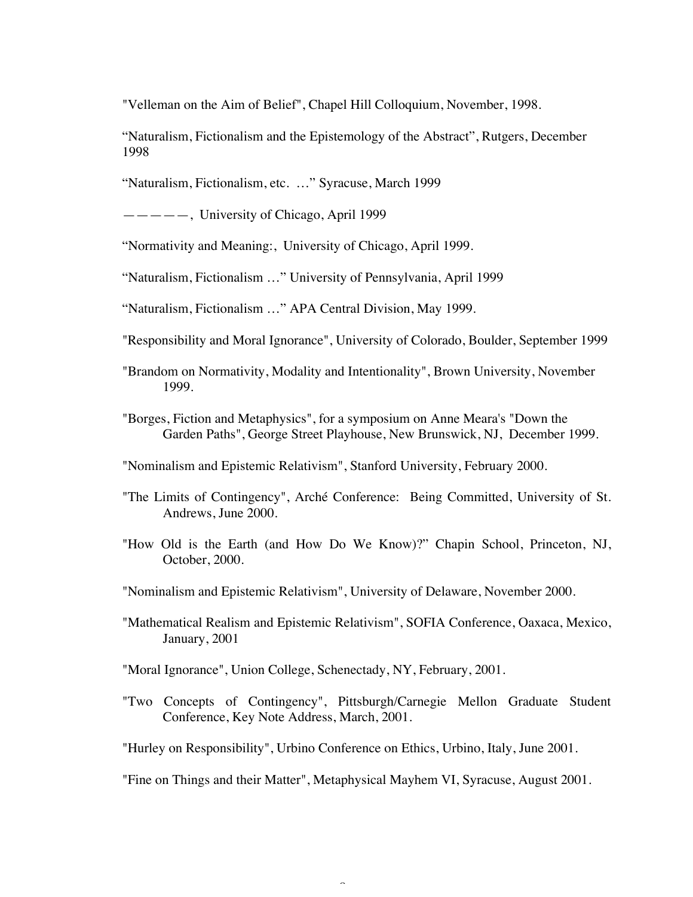"Velleman on the Aim of Belief", Chapel Hill Colloquium, November, 1998.

"Naturalism, Fictionalism and the Epistemology of the Abstract", Rutgers, December 1998

"Naturalism, Fictionalism, etc. …" Syracuse, March 1999

——————, University of Chicago, April 1999

"Normativity and Meaning:, University of Chicago, April 1999.

"Naturalism, Fictionalism …" University of Pennsylvania, April 1999

"Naturalism, Fictionalism …" APA Central Division, May 1999.

"Responsibility and Moral Ignorance", University of Colorado, Boulder, September 1999

"Brandom on Normativity, Modality and Intentionality", Brown University, November 1999.

"Borges, Fiction and Metaphysics", for a symposium on Anne Meara's "Down the Garden Paths", George Street Playhouse, New Brunswick, NJ, December 1999.

"Nominalism and Epistemic Relativism", Stanford University, February 2000.

"The Limits of Contingency", Arché Conference: Being Committed, University of St. Andrews, June 2000.

"How Old is the Earth (and How Do We Know)?" Chapin School, Princeton, NJ, October, 2000.

"Nominalism and Epistemic Relativism", University of Delaware, November 2000.

"Mathematical Realism and Epistemic Relativism", SOFIA Conference, Oaxaca, Mexico, January, 2001

"Moral Ignorance", Union College, Schenectady, NY, February, 2001.

"Two Concepts of Contingency", Pittsburgh/Carnegie Mellon Graduate Student Conference, Key Note Address, March, 2001.

"Hurley on Responsibility", Urbino Conference on Ethics, Urbino, Italy, June 2001.

"Fine on Things and their Matter", Metaphysical Mayhem VI, Syracuse, August 2001.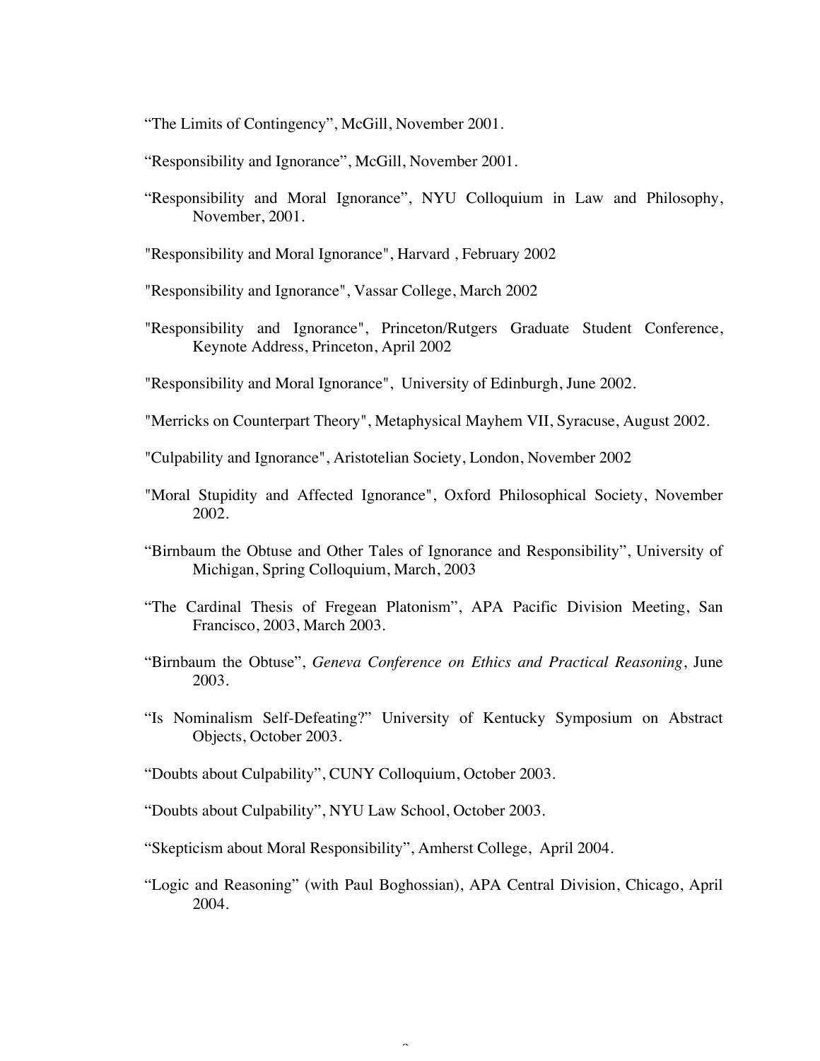“The Limits of Contingency”, McGill, November 2001.

“Responsibility and Ignorance”, McGill, November 2001.

“Responsibility and Moral Ignorance”, NYU Colloquium in Law and Philosophy, November, 2001.

"Responsibility and Moral Ignorance", Harvard , February 2002

"Responsibility and Ignorance", Vassar College, March 2002

"Responsibility and Ignorance", Princeton/Rutgers Graduate Student Conference, Keynote Address, Princeton, April 2002

"Responsibility and Moral Ignorance", University of Edinburgh, June 2002.

"Merricks on Counterpart Theory", Metaphysical Mayhem VII, Syracuse, August 2002.

"Culpability and Ignorance", Aristotelian Society, London, November 2002

"Moral Stupidity and Affected Ignorance", Oxford Philosophical Society, November 2002.

“Birnbaum the Obtuse and Other Tales of Ignorance and Responsibility”, University of Michigan, Spring Colloquium, March, 2003

“The Cardinal Thesis of Fregean Platonism”, APA Pacific Division Meeting, San Francisco, 2003, March 2003.

“Birnbaum the Obtuse”, *Geneva Conference on Ethics and Practical Reasoning*, June 2003.

“Is Nominalism Self-Defeating?” University of Kentucky Symposium on Abstract Objects, October 2003.

“Doubts about Culpability”, CUNY Colloquium, October 2003.

“Doubts about Culpability”, NYU Law School, October 2003.

“Skepticism about Moral Responsibility”, Amherst College, April 2004.

“Logic and Reasoning” (with Paul Boghossian), APA Central Division, Chicago, April 2004.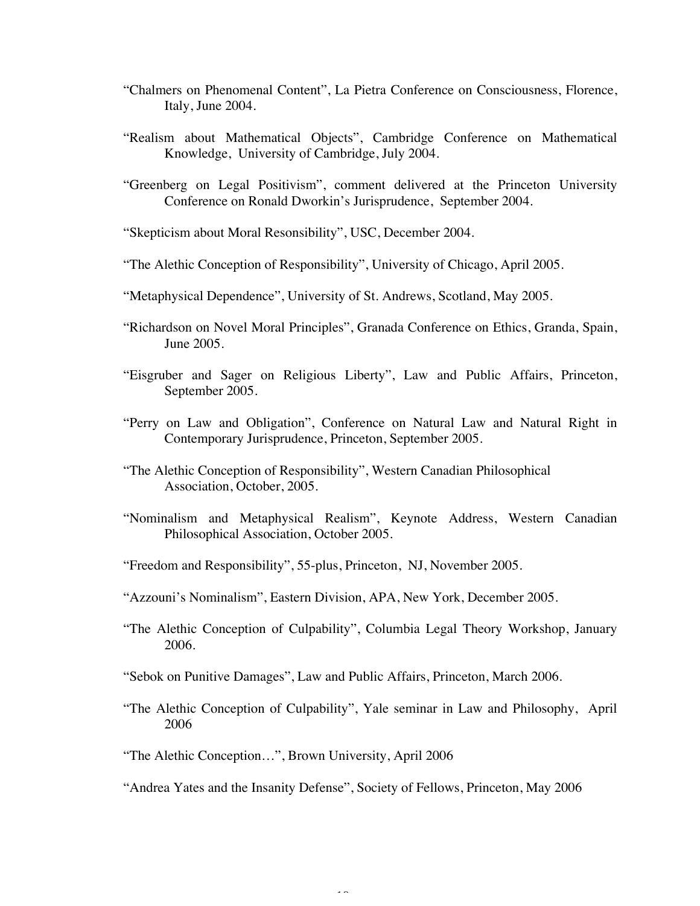"Chalmers on Phenomenal Content", La Pietra Conference on Consciousness, Florence, Italy, June 2004.

"Realism about Mathematical Objects", Cambridge Conference on Mathematical Knowledge, University of Cambridge, July 2004.

"Greenberg on Legal Positivism", comment delivered at the Princeton University Conference on Ronald Dworkin's Jurisprudence, September 2004.

"Skepticism about Moral Resonsibility", USC, December 2004.

"The Alethic Conception of Responsibility", University of Chicago, April 2005.

"Metaphysical Dependence", University of St. Andrews, Scotland, May 2005.

"Richardson on Novel Moral Principles", Granada Conference on Ethics, Granda, Spain, June 2005.

"Eisgruber and Sager on Religious Liberty", Law and Public Affairs, Princeton, September 2005.

"Perry on Law and Obligation", Conference on Natural Law and Natural Right in Contemporary Jurisprudence, Princeton, September 2005.

"The Alethic Conception of Responsibility", Western Canadian Philosophical Association, October, 2005.

"Nominalism and Metaphysical Realism", Keynote Address, Western Canadian Philosophical Association, October 2005.

"Freedom and Responsibility", 55-plus, Princeton, NJ, November 2005.

"Azzouni's Nominalism", Eastern Division, APA, New York, December 2005.

"The Alethic Conception of Culpability", Columbia Legal Theory Workshop, January 2006.

"Sebok on Punitive Damages", Law and Public Affairs, Princeton, March 2006.

"The Alethic Conception of Culpability", Yale seminar in Law and Philosophy, April 2006

"The Alethic Conception…", Brown University, April 2006

"Andrea Yates and the Insanity Defense", Society of Fellows, Princeton, May 2006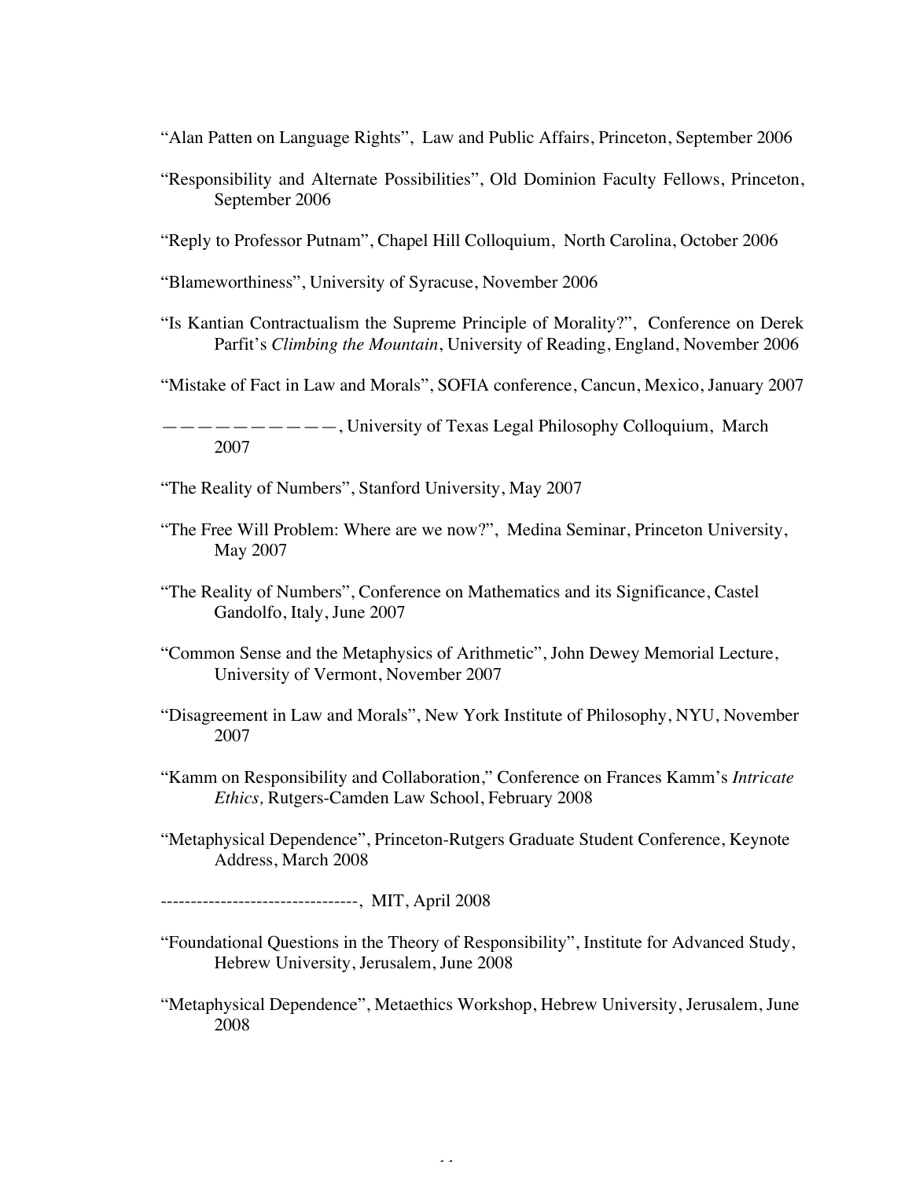"Alan Patten on Language Rights", Law and Public Affairs, Princeton, September 2006

"Responsibility and Alternate Possibilities", Old Dominion Faculty Fellows, Princeton, September 2006

"Reply to Professor Putnam", Chapel Hill Colloquium, North Carolina, October 2006

"Blameworthiness", University of Syracuse, November 2006

"Is Kantian Contractualism the Supreme Principle of Morality?", Conference on Derek Parfit's *Climbing the Mountain*, University of Reading, England, November 2006

"Mistake of Fact in Law and Morals", SOFIA conference, Cancun, Mexico, January 2007

————————————, University of Texas Legal Philosophy Colloquium, March 2007

"The Reality of Numbers", Stanford University, May 2007

"The Free Will Problem: Where are we now?", Medina Seminar, Princeton University, May 2007

"The Reality of Numbers", Conference on Mathematics and its Significance, Castel Gandolfo, Italy, June 2007

"Common Sense and the Metaphysics of Arithmetic", John Dewey Memorial Lecture, University of Vermont, November 2007

"Disagreement in Law and Morals", New York Institute of Philosophy, NYU, November 2007

"Kamm on Responsibility and Collaboration," Conference on Frances Kamm's *Intricate Ethics,* Rutgers-Camden Law School, February 2008

"Metaphysical Dependence", Princeton-Rutgers Graduate Student Conference, Keynote Address, March 2008

---------------------------------, MIT, April 2008

"Foundational Questions in the Theory of Responsibility", Institute for Advanced Study, Hebrew University, Jerusalem, June 2008

"Metaphysical Dependence", Metaethics Workshop, Hebrew University, Jerusalem, June 2008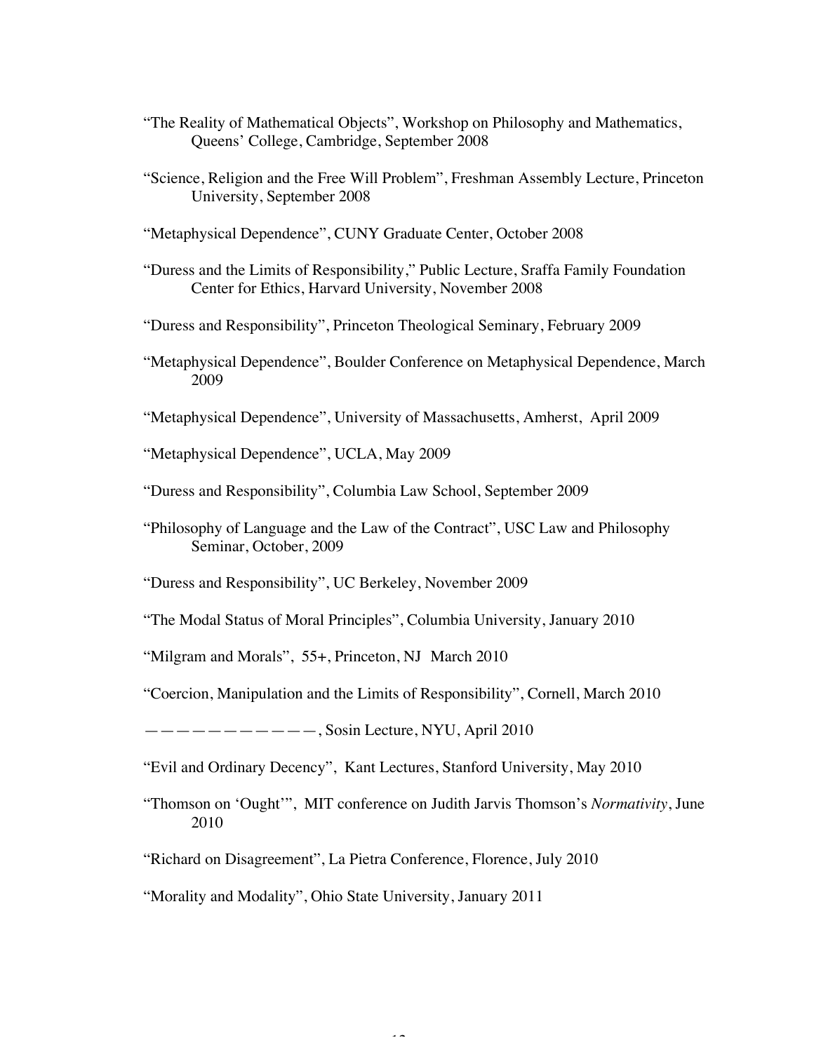"The Reality of Mathematical Objects", Workshop on Philosophy and Mathematics, Queens' College, Cambridge, September 2008

"Science, Religion and the Free Will Problem", Freshman Assembly Lecture, Princeton University, September 2008

"Metaphysical Dependence", CUNY Graduate Center, October 2008

"Duress and the Limits of Responsibility," Public Lecture, Sraffa Family Foundation Center for Ethics, Harvard University, November 2008

"Duress and Responsibility", Princeton Theological Seminary, February 2009

"Metaphysical Dependence", Boulder Conference on Metaphysical Dependence, March 2009

"Metaphysical Dependence", University of Massachusetts, Amherst, April 2009

"Metaphysical Dependence", UCLA, May 2009

"Duress and Responsibility", Columbia Law School, September 2009

"Philosophy of Language and the Law of the Contract", USC Law and Philosophy Seminar, October, 2009

"Duress and Responsibility", UC Berkeley, November 2009

"The Modal Status of Moral Principles", Columbia University, January 2010

"Milgram and Morals", 55+, Princeton, NJ March 2010

"Coercion, Manipulation and the Limits of Responsibility", Cornell, March 2010

————————————, Sosin Lecture, NYU, April 2010

"Evil and Ordinary Decency", Kant Lectures, Stanford University, May 2010

"Thomson on 'Ought'", MIT conference on Judith Jarvis Thomson's *Normativity*, June 2010

"Richard on Disagreement", La Pietra Conference, Florence, July 2010

"Morality and Modality", Ohio State University, January 2011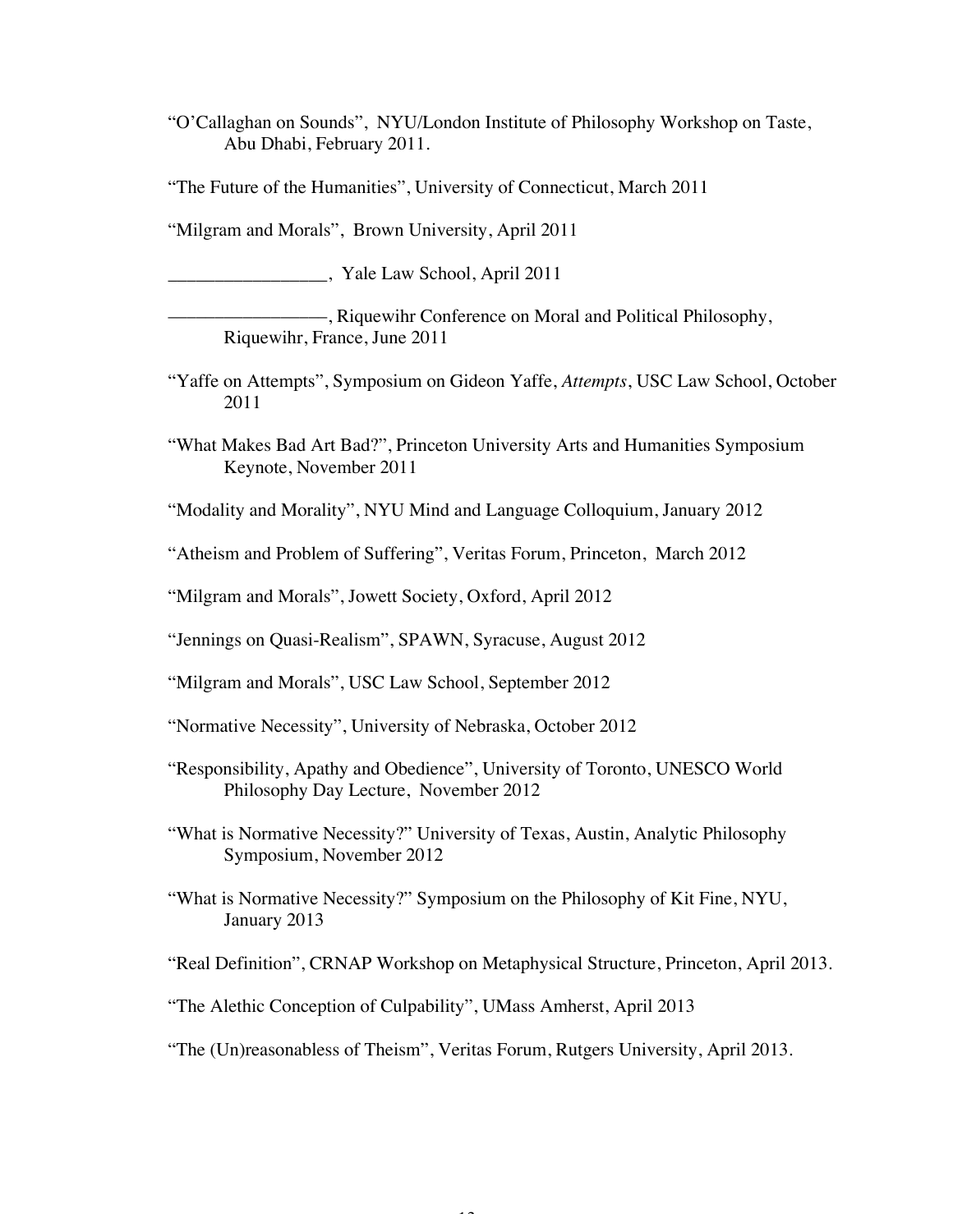"O'Callaghan on Sounds", NYU/London Institute of Philosophy Workshop on Taste, Abu Dhabi, February 2011.

"The Future of the Humanities", University of Connecticut, March 2011

"Milgram and Morals", Brown University, April 2011

_________________, Yale Law School, April 2011

_________________, Riquewihr Conference on Moral and Political Philosophy, Riquewihr, France, June 2011

"Yaffe on Attempts", Symposium on Gideon Yaffe, *Attempts*, USC Law School, October 2011

"What Makes Bad Art Bad?", Princeton University Arts and Humanities Symposium Keynote, November 2011

"Modality and Morality", NYU Mind and Language Colloquium, January 2012

"Atheism and Problem of Suffering", Veritas Forum, Princeton, March 2012

"Milgram and Morals", Jowett Society, Oxford, April 2012

"Jennings on Quasi-Realism", SPAWN, Syracuse, August 2012

"Milgram and Morals", USC Law School, September 2012

"Normative Necessity", University of Nebraska, October 2012

"Responsibility, Apathy and Obedience", University of Toronto, UNESCO World Philosophy Day Lecture, November 2012

"What is Normative Necessity?" University of Texas, Austin, Analytic Philosophy Symposium, November 2012

"What is Normative Necessity?" Symposium on the Philosophy of Kit Fine, NYU, January 2013

"Real Definition", CRNAP Workshop on Metaphysical Structure, Princeton, April 2013.

"The Alethic Conception of Culpability", UMass Amherst, April 2013

"The (Un)reasonabless of Theism", Veritas Forum, Rutgers University, April 2013.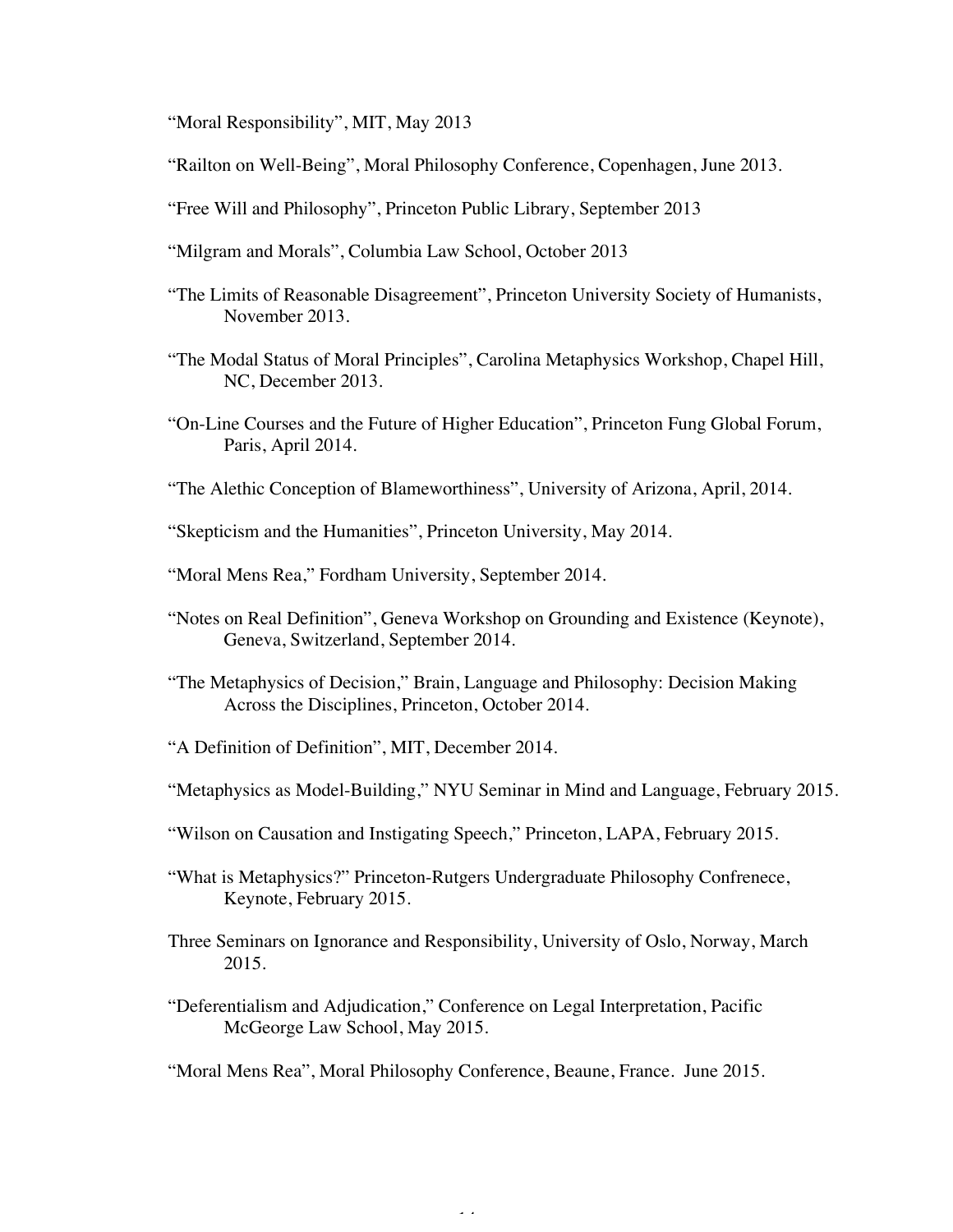"Moral Responsibility", MIT, May 2013

"Railton on Well-Being", Moral Philosophy Conference, Copenhagen, June 2013.

"Free Will and Philosophy", Princeton Public Library, September 2013

"Milgram and Morals", Columbia Law School, October 2013

"The Limits of Reasonable Disagreement", Princeton University Society of Humanists, November 2013.

"The Modal Status of Moral Principles", Carolina Metaphysics Workshop, Chapel Hill, NC, December 2013.

"On-Line Courses and the Future of Higher Education", Princeton Fung Global Forum, Paris, April 2014.

"The Alethic Conception of Blameworthiness", University of Arizona, April, 2014.

"Skepticism and the Humanities", Princeton University, May 2014.

"Moral Mens Rea," Fordham University, September 2014.

"Notes on Real Definition", Geneva Workshop on Grounding and Existence (Keynote), Geneva, Switzerland, September 2014.

"The Metaphysics of Decision," Brain, Language and Philosophy: Decision Making Across the Disciplines, Princeton, October 2014.

"A Definition of Definition", MIT, December 2014.

"Metaphysics as Model-Building," NYU Seminar in Mind and Language, February 2015.

"Wilson on Causation and Instigating Speech," Princeton, LAPA, February 2015.

"What is Metaphysics?" Princeton-Rutgers Undergraduate Philosophy Confrenece, Keynote, February 2015.

Three Seminars on Ignorance and Responsibility, University of Oslo, Norway, March 2015.

"Deferentialism and Adjudication," Conference on Legal Interpretation, Pacific McGeorge Law School, May 2015.

"Moral Mens Rea", Moral Philosophy Conference, Beaune, France. June 2015.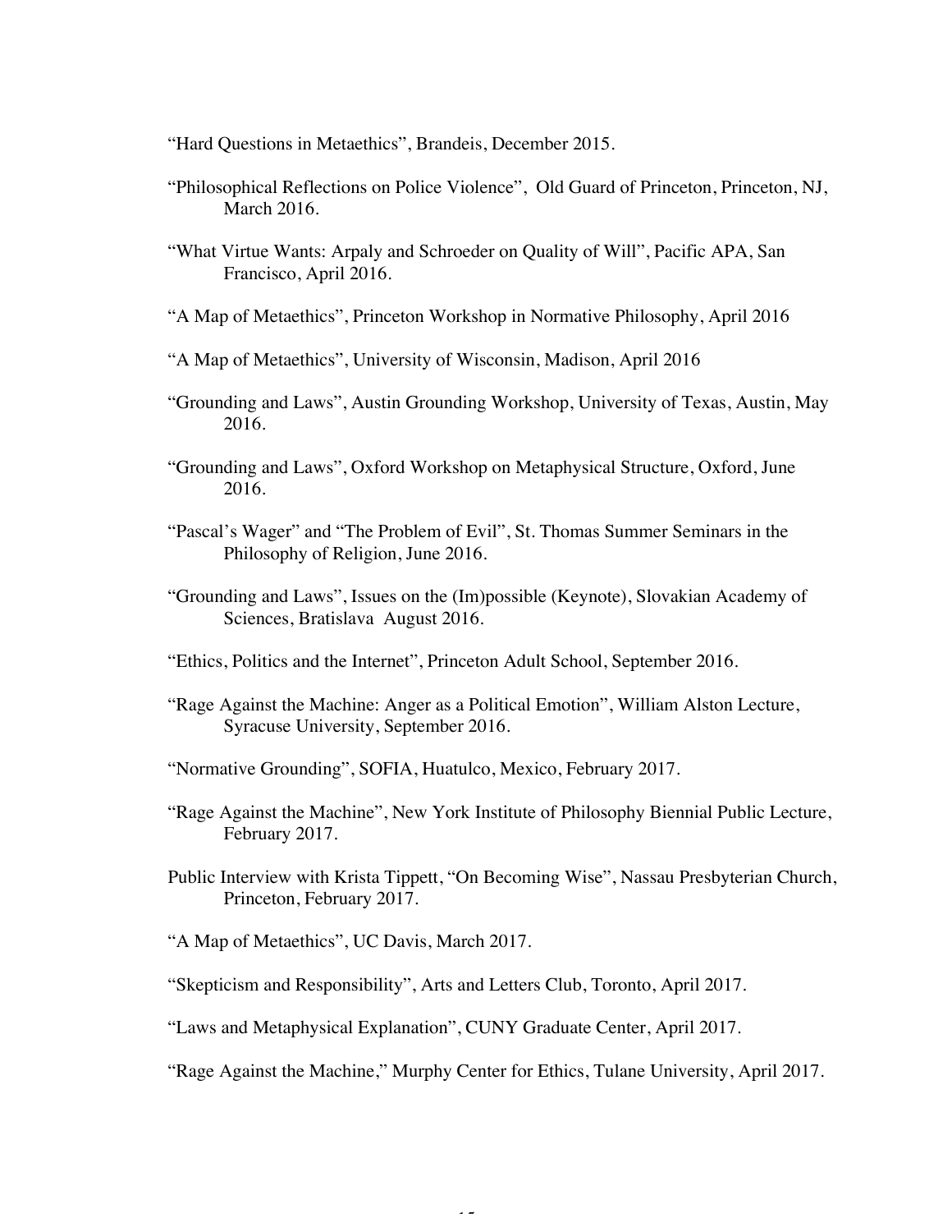“Hard Questions in Metaethics”, Brandeis, December 2015.

“Philosophical Reflections on Police Violence”, Old Guard of Princeton, Princeton, NJ, March 2016.

“What Virtue Wants: Arpaly and Schroeder on Quality of Will”, Pacific APA, San Francisco, April 2016.

“A Map of Metaethics”, Princeton Workshop in Normative Philosophy, April 2016

“A Map of Metaethics”, University of Wisconsin, Madison, April 2016

“Grounding and Laws”, Austin Grounding Workshop, University of Texas, Austin, May 2016.

“Grounding and Laws”, Oxford Workshop on Metaphysical Structure, Oxford, June 2016.

“Pascal’s Wager” and “The Problem of Evil”, St. Thomas Summer Seminars in the Philosophy of Religion, June 2016.

“Grounding and Laws”, Issues on the (Im)possible (Keynote), Slovakian Academy of Sciences, Bratislava August 2016.

“Ethics, Politics and the Internet”, Princeton Adult School, September 2016.

“Rage Against the Machine: Anger as a Political Emotion”, William Alston Lecture, Syracuse University, September 2016.

“Normative Grounding”, SOFIA, Huatulco, Mexico, February 2017.

“Rage Against the Machine”, New York Institute of Philosophy Biennial Public Lecture, February 2017.

Public Interview with Krista Tippett, “On Becoming Wise”, Nassau Presbyterian Church, Princeton, February 2017.

“A Map of Metaethics”, UC Davis, March 2017.

“Skepticism and Responsibility”, Arts and Letters Club, Toronto, April 2017.

“Laws and Metaphysical Explanation”, CUNY Graduate Center, April 2017.

“Rage Against the Machine,” Murphy Center for Ethics, Tulane University, April 2017.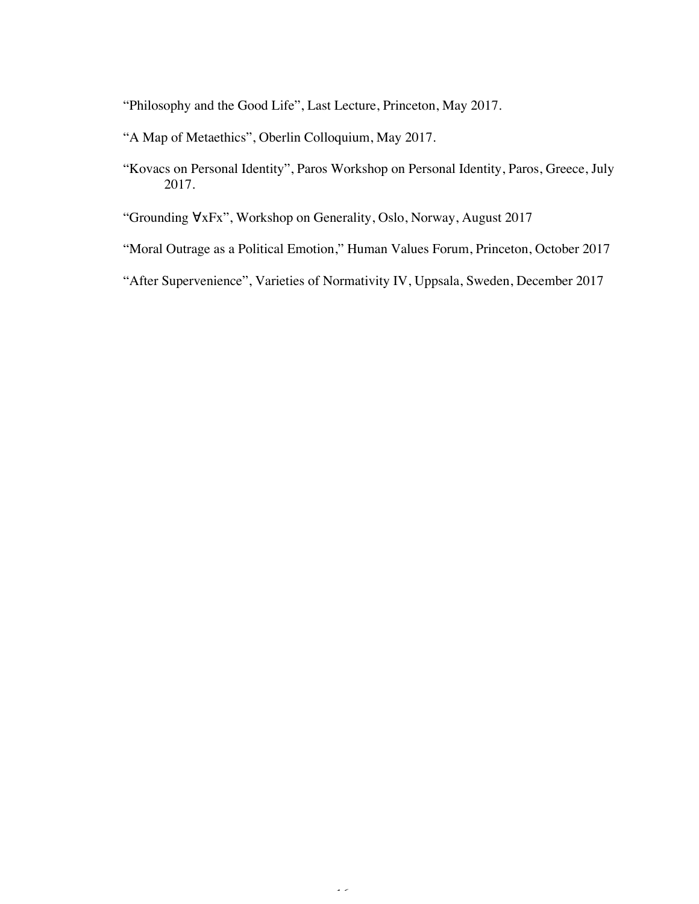"Philosophy and the Good Life", Last Lecture, Princeton, May 2017.

"A Map of Metaethics", Oberlin Colloquium, May 2017.

"Kovacs on Personal Identity", Paros Workshop on Personal Identity, Paros, Greece, July 2017.

"Grounding ∀xFx", Workshop on Generality, Oslo, Norway, August 2017

"Moral Outrage as a Political Emotion," Human Values Forum, Princeton, October 2017

"After Supervenience", Varieties of Normativity IV, Uppsala, Sweden, December 2017